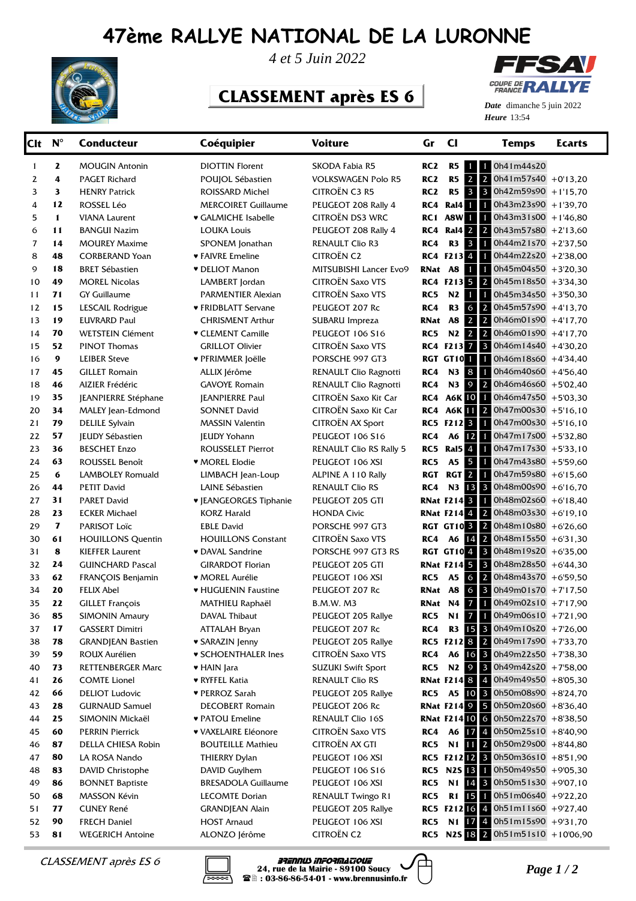# 47ème RALLYE NATIONAL DE LA LURONNE

*4 et 5 Juin 2022*

## CLASSEMENT après ES 6

*Date* dimanche 5 juin 2022
*Heure* 13:54

| Clt | N° | Conducteur | Coéquipier | Voiture | Gr | Cl | | | Temps | Ecarts |
|---|---|---|---|---|---|---|---|---|---|---|
| 1 | 2 | MOUGIN Antonin | DIOTTIN Florent | SKODA Fabia R5 | RC2 | R5 | 1 | 1 | 0h41m44s20 | |
| 2 | 4 | PAGET Richard | POUJOL Sébastien | VOLKSWAGEN Polo R5 | RC2 | R5 | 2 | 2 | 0h41m57s40 | +0'13,20 |
| 3 | 3 | HENRY Patrick | ROISSARD Michel | CITROËN C3 R5 | RC2 | R5 | 3 | 3 | 0h42m59s90 | +1'15,70 |
| 4 | 12 | ROSSEL Léo | MERCOIRET Guillaume | PEUGEOT 208 Rally 4 | RC4 | Ral4 | 1 | 1 | 0h43m23s90 | +1'39,70 |
| 5 | 1 | VIANA Laurent | ♥ GALMICHE Isabelle | CITROËN DS3 WRC | RC1 | A8W | 1 | 1 | 0h43m31s00 | +1'46,80 |
| 6 | 11 | BANGUI Nazim | LOUKA Louis | PEUGEOT 208 Rally 4 | RC4 | Ral4 | 2 | 2 | 0h43m57s80 | +2'13,60 |
| 7 | 14 | MOUREY Maxime | SPONEM Jonathan | RENAULT Clio R3 | RC4 | R3 | 3 | 1 | 0h44m21s70 | +2'37,50 |
| 8 | 48 | CORBERAND Yoan | ♥ FAIVRE Emeline | CITROËN C2 | RC4 | F213 | 4 | 1 | 0h44m22s20 | +2'38,00 |
| 9 | 18 | BRET Sébastien | ♥ DELIOT Manon | MITSUBISHI Lancer Evo9 | RNat | A8 | 1 | 1 | 0h45m04s50 | +3'20,30 |
| 10 | 49 | MOREL Nicolas | LAMBERT Jordan | CITROËN Saxo VTS | RC4 | F213 | 5 | 2 | 0h45m18s50 | +3'34,30 |
| 11 | 71 | GY Guillaume | PARMENTIER Alexian | CITROËN Saxo VTS | RC5 | N2 | 1 | 1 | 0h45m34s50 | +3'50,30 |
| 12 | 15 | LESCAIL Rodrigue | ♥ FRIDBLATT Servane | PEUGEOT 207 Rc | RC4 | R3 | 6 | 2 | 0h45m57s90 | +4'13,70 |
| 13 | 19 | EUVRARD Paul | CHRISMENT Arthur | SUBARU Impreza | RNat | A8 | 2 | 2 | 0h46m01s90 | +4'17,70 |
| 14 | 70 | WETSTEIN Clément | ♥ CLEMENT Camille | PEUGEOT 106 S16 | RC5 | N2 | 2 | 2 | 0h46m01s90 | +4'17,70 |
| 15 | 52 | PINOT Thomas | GRILLOT Olivier | CITROËN Saxo VTS | RC4 | F213 | 7 | 3 | 0h46m14s40 | +4'30,20 |
| 16 | 9 | LEIBER Steve | ♥ PFRIMMER Joëlle | PORSCHE 997 GT3 | RGT | GT10 | 1 | 1 | 0h46m18s60 | +4'34,40 |
| 17 | 45 | GILLET Romain | ALLIX Jérôme | RENAULT Clio Ragnotti | RC4 | N3 | 8 | 1 | 0h46m40s60 | +4'56,40 |
| 18 | 46 | AIZIER Frédéric | GAVOYE Romain | RENAULT Clio Ragnotti | RC4 | N3 | 9 | 2 | 0h46m46s60 | +5'02,40 |
| 19 | 35 | JEANPIERRE Stéphane | JEANPIERRE Paul | CITROËN Saxo Kit Car | RC4 | A6K | 10 | 1 | 0h46m47s50 | +5'03,30 |
| 20 | 34 | MALEY Jean-Edmond | SONNET David | CITROËN Saxo Kit Car | RC4 | A6K | 11 | 2 | 0h47m00s30 | +5'16,10 |
| 21 | 79 | DELILE Sylvain | MASSIN Valentin | CITROËN AX Sport | RC5 | F212 | 3 | 1 | 0h47m00s30 | +5'16,10 |
| 22 | 57 | JEUDY Sébastien | JEUDY Yohann | PEUGEOT 106 S16 | RC4 | A6 | 12 | 1 | 0h47m17s00 | +5'32,80 |
| 23 | 36 | BESCHET Enzo | ROUSSELET Pierrot | RENAULT Clio RS Rally 5 | RC5 | Ral5 | 4 | 1 | 0h47m17s30 | +5'33,10 |
| 24 | 63 | ROUSSEL Benoît | ♥ MOREL Elodie | PEUGEOT 106 XSI | RC5 | A5 | 5 | 1 | 0h47m43s80 | +5'59,60 |
| 25 | 6 | LAMBOLEY Romuald | LIMBACH Jean-Loup | ALPINE A 110 Rally | RGT | RGT | 2 | 1 | 0h47m59s80 | +6'15,60 |
| 26 | 44 | PETIT David | LAINE Sébastien | RENAULT Clio RS | RC4 | N3 | 13 | 3 | 0h48m00s90 | +6'16,70 |
| 27 | 31 | PARET David | ♥ JEANGEORGES Tiphanie | PEUGEOT 205 GTI | RNat | F214 | 3 | 1 | 0h48m02s60 | +6'18,40 |
| 28 | 23 | ECKER Michael | KORZ Harald | HONDA Civic | RNat | F214 | 4 | 2 | 0h48m03s30 | +6'19,10 |
| 29 | 7 | PARISOT Loïc | EBLE David | PORSCHE 997 GT3 | RGT | GT10 | 3 | 2 | 0h48m10s80 | +6'26,60 |
| 30 | 61 | HOUILLONS Quentin | HOUILLONS Constant | CITROËN Saxo VTS | RC4 | A6 | 14 | 2 | 0h48m15s50 | +6'31,30 |
| 31 | 8 | KIEFFER Laurent | ♥ DAVAL Sandrine | PORSCHE 997 GT3 RS | RGT | GT10 | 4 | 3 | 0h48m19s20 | +6'35,00 |
| 32 | 24 | GUINCHARD Pascal | GIRARDOT Florian | PEUGEOT 205 GTI | RNat | F214 | 5 | 3 | 0h48m28s50 | +6'44,30 |
| 33 | 62 | FRANÇOIS Benjamin | ♥ MOREL Aurélie | PEUGEOT 106 XSI | RC5 | A5 | 6 | 2 | 0h48m43s70 | +6'59,50 |
| 34 | 20 | FELIX Abel | ♥ HUGUENIN Faustine | PEUGEOT 207 Rc | RNat | A8 | 6 | 3 | 0h49m01s70 | +7'17,50 |
| 35 | 22 | GILLET François | MATHIEU Raphaël | B.M.W. M3 | RNat | N4 | 7 | 1 | 0h49m02s10 | +7'17,90 |
| 36 | 85 | SIMONIN Amaury | DAVAL Thibaut | PEUGEOT 205 Rallye | RC5 | N1 | 7 | 1 | 0h49m06s10 | +7'21,90 |
| 37 | 17 | GASSERT Dimitri | ATTALAH Bryan | PEUGEOT 207 Rc | RC4 | R3 | 15 | 3 | 0h49m10s20 | +7'26,00 |
| 38 | 78 | GRANDJEAN Bastien | ♥ SARAZIN Jenny | PEUGEOT 205 Rallye | RC5 | F212 | 8 | 2 | 0h49m17s90 | +7'33,70 |
| 39 | 59 | ROUX Aurélien | ♥ SCHOENTHALER Ines | CITROËN Saxo VTS | RC4 | A6 | 16 | 3 | 0h49m22s50 | +7'38,30 |
| 40 | 73 | RETTENBERGER Marc | ♥ HAIN Jara | SUZUKI Swift Sport | RC5 | N2 | 9 | 3 | 0h49m42s20 | +7'58,00 |
| 41 | 26 | COMTE Lionel | ♥ RYFFEL Katia | RENAULT Clio RS | RNat | F214 | 8 | 4 | 0h49m49s50 | +8'05,30 |
| 42 | 66 | DELIOT Ludovic | ♥ PERROZ Sarah | PEUGEOT 205 Rallye | RC5 | A5 | 10 | 3 | 0h50m08s90 | +8'24,70 |
| 43 | 28 | GURNAUD Samuel | DECOBERT Romain | PEUGEOT 206 Rc | RNat | F214 | 9 | 5 | 0h50m20s60 | +8'36,40 |
| 44 | 25 | SIMONIN Mickaël | ♥ PATOU Emeline | RENAULT Clio 16S | RNat | F214 | 10 | 6 | 0h50m22s70 | +8'38,50 |
| 45 | 60 | PERRIN Pierrick | ♥ VAXELAIRE Eléonore | CITROËN Saxo VTS | RC4 | A6 | 17 | 4 | 0h50m25s10 | +8'40,90 |
| 46 | 87 | DELLA CHIESA Robin | BOUTEILLE Mathieu | CITROËN AX GTI | RC5 | N1 | 11 | 2 | 0h50m29s00 | +8'44,80 |
| 47 | 80 | LA ROSA Nando | THIERRY Dylan | PEUGEOT 106 XSI | RC5 | F212 | 12 | 3 | 0h50m36s10 | +8'51,90 |
| 48 | 83 | DAVID Christophe | DAVID Guylhem | PEUGEOT 106 S16 | RC5 | N2S | 13 | 1 | 0h50m49s50 | +9'05,30 |
| 49 | 86 | BONNET Baptiste | BRESADOLA Guillaume | PEUGEOT 106 XSI | RC5 | N1 | 14 | 3 | 0h50m51s30 | +9'07,10 |
| 50 | 68 | MASSON Kévin | LECOMTE Dorian | RENAULT Twingo R1 | RC5 | R1 | 15 | 1 | 0h51m06s40 | +9'22,20 |
| 51 | 77 | CUNEY René | GRANDJEAN Alain | PEUGEOT 205 Rallye | RC5 | F212 | 16 | 4 | 0h51m11s60 | +9'27,40 |
| 52 | 90 | FRECH Daniel | HOST Arnaud | PEUGEOT 106 XSI | RC5 | N1 | 17 | 4 | 0h51m15s90 | +9'31,70 |
| 53 | 81 | WEGERICH Antoine | ALONZO Jérôme | CITROËN C2 | RC5 | N2S | 18 | 2 | 0h51m51s10 | +10'06,90 |

*CLASSEMENT après ES 6*

BRENNUS INFORMATIQUE
24, rue de la Mairie - 89100 Soucy
: 03-86-86-54-01 - www.brennusinfo.fr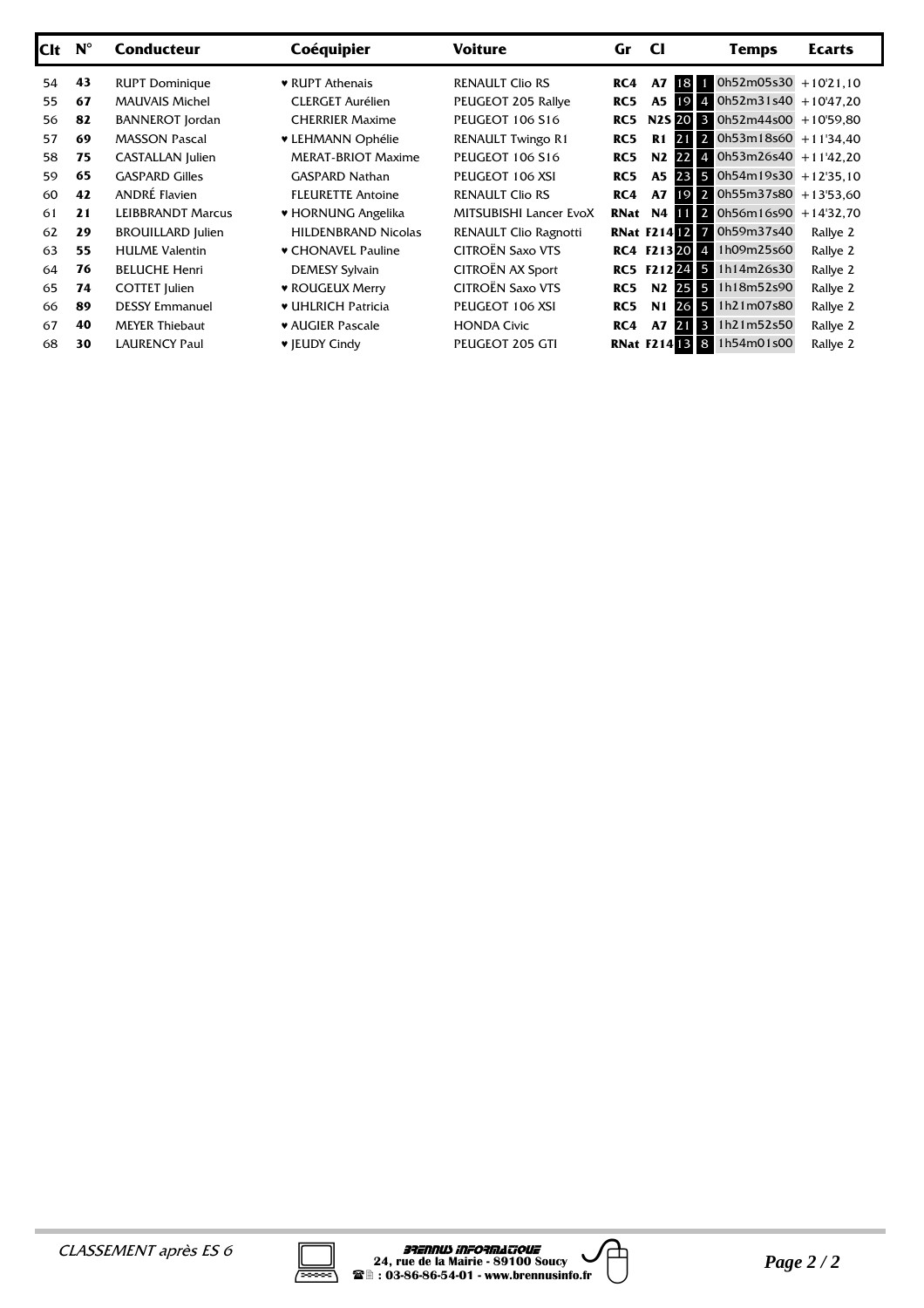| Clt | N° | Conducteur | Coéquipier | Voiture | Gr | Cl | | | Temps | Ecarts |
|---|---|---|---|---|---|---|---|---|---|---|
| 54 | 43 | RUPT Dominique | ♥ RUPT Athenais | RENAULT Clio RS | RC4 | A7 | 18 | 1 | 0h52m05s30 | +10'21,10 |
| 55 | 67 | MAUVAIS Michel | CLERGET Aurélien | PEUGEOT 205 Rallye | RC5 | A5 | 19 | 4 | 0h52m31s40 | +10'47,20 |
| 56 | 82 | BANNEROT Jordan | CHERRIER Maxime | PEUGEOT 106 S16 | RC5 | N2S | 20 | 3 | 0h52m44s00 | +10'59,80 |
| 57 | 69 | MASSON Pascal | ♥ LEHMANN Ophélie | RENAULT Twingo R1 | RC5 | R1 | 21 | 2 | 0h53m18s60 | +11'34,40 |
| 58 | 75 | CASTALLAN Julien | MERAT-BRIOT Maxime | PEUGEOT 106 S16 | RC5 | N2 | 22 | 4 | 0h53m26s40 | +11'42,20 |
| 59 | 65 | GASPARD Gilles | GASPARD Nathan | PEUGEOT 106 XSI | RC5 | A5 | 23 | 5 | 0h54m19s30 | +12'35,10 |
| 60 | 42 | ANDRÉ Flavien | FLEURETTE Antoine | RENAULT Clio RS | RC4 | A7 | 19 | 2 | 0h55m37s80 | +13'53,60 |
| 61 | 21 | LEIBBRANDT Marcus | ♥ HORNUNG Angelika | MITSUBISHI Lancer EvoX | RNat | N4 | 11 | 2 | 0h56m16s90 | +14'32,70 |
| 62 | 29 | BROUILLARD Julien | HILDENBRAND Nicolas | RENAULT Clio Ragnotti | RNat | F214 | 12 | 7 | 0h59m37s40 | Rallye 2 |
| 63 | 55 | HULME Valentin | ♥ CHONAVEL Pauline | CITROËN Saxo VTS | RC4 | F213 | 20 | 4 | 1h09m25s60 | Rallye 2 |
| 64 | 76 | BELUCHE Henri | DEMESY Sylvain | CITROËN AX Sport | RC5 | F212 | 24 | 5 | 1h14m26s30 | Rallye 2 |
| 65 | 74 | COTTET Julien | ♥ ROUGEUX Merry | CITROËN Saxo VTS | RC5 | N2 | 25 | 5 | 1h18m52s90 | Rallye 2 |
| 66 | 89 | DESSY Emmanuel | ♥ UHLRICH Patricia | PEUGEOT 106 XSI | RC5 | N1 | 26 | 5 | 1h21m07s80 | Rallye 2 |
| 67 | 40 | MEYER Thiebaut | ♥ AUGIER Pascale | HONDA Civic | RC4 | A7 | 21 | 3 | 1h21m52s50 | Rallye 2 |
| 68 | 30 | LAURENCY Paul | ♥ JEUDY Cindy | PEUGEOT 205 GTI | RNat | F214 | 13 | 8 | 1h54m01s00 | Rallye 2 |

*CLASSEMENT après ES 6*

BRENNUS INFORMATIQUE
24, rue de la Mairie - 89100 Soucy
: 03-86-86-54-01 - www.brennusinfo.fr